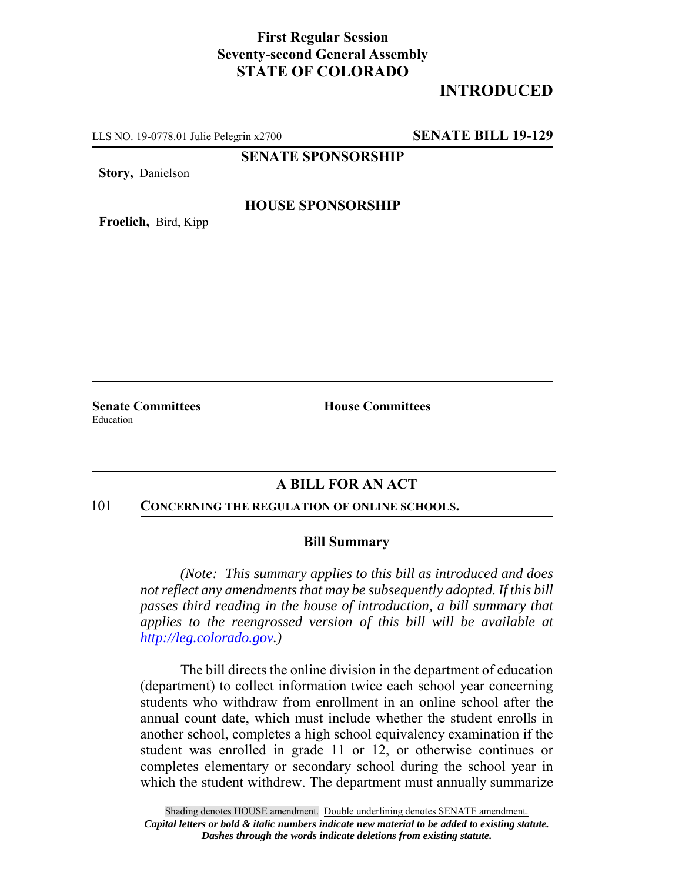**First Regular Session**
**Seventy-second General Assembly**
**STATE OF COLORADO**

**INTRODUCED**

LLS NO. 19-0778.01 Julie Pelegrin x2700 **SENATE BILL 19-129**

**SENATE SPONSORSHIP**

**Story,** Danielson

**HOUSE SPONSORSHIP**

**Froelich,** Bird, Kipp

**Senate Committees**
Education

**House Committees**

## A BILL FOR AN ACT

101 **CONCERNING THE REGULATION OF ONLINE SCHOOLS.**

### Bill Summary

*(Note: This summary applies to this bill as introduced and does not reflect any amendments that may be subsequently adopted. If this bill passes third reading in the house of introduction, a bill summary that applies to the reengrossed version of this bill will be available at http://leg.colorado.gov.)*

The bill directs the online division in the department of education (department) to collect information twice each school year concerning students who withdraw from enrollment in an online school after the annual count date, which must include whether the student enrolls in another school, completes a high school equivalency examination if the student was enrolled in grade 11 or 12, or otherwise continues or completes elementary or secondary school during the school year in which the student withdrew. The department must annually summarize

Shading denotes HOUSE amendment. Double underlining denotes SENATE amendment.
***Capital letters or bold & italic numbers indicate new material to be added to existing statute.***
***Dashes through the words indicate deletions from existing statute.***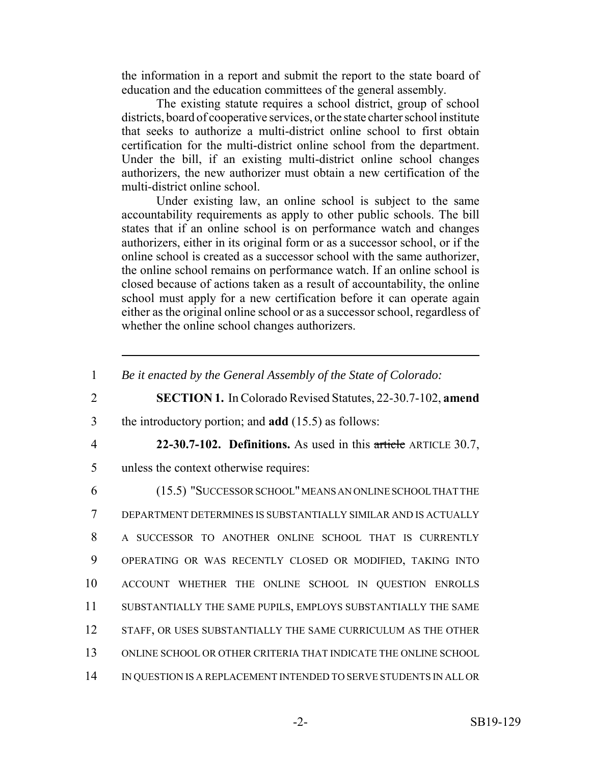the information in a report and submit the report to the state board of education and the education committees of the general assembly.

The existing statute requires a school district, group of school districts, board of cooperative services, or the state charter school institute that seeks to authorize a multi-district online school to first obtain certification for the multi-district online school from the department. Under the bill, if an existing multi-district online school changes authorizers, the new authorizer must obtain a new certification of the multi-district online school.

Under existing law, an online school is subject to the same accountability requirements as apply to other public schools. The bill states that if an online school is on performance watch and changes authorizers, either in its original form or as a successor school, or if the online school is created as a successor school with the same authorizer, the online school remains on performance watch. If an online school is closed because of actions taken as a result of accountability, the online school must apply for a new certification before it can operate again either as the original online school or as a successor school, regardless of whether the online school changes authorizers.

---

1 *Be it enacted by the General Assembly of the State of Colorado:*

2 **SECTION 1.** In Colorado Revised Statutes, 22-30.7-102, **amend**
3 the introductory portion; and **add** (15.5) as follows:

4 **22-30.7-102. Definitions.** As used in this ~~article~~ ARTICLE 30.7,
5 unless the context otherwise requires:

6 (15.5) "SUCCESSOR SCHOOL" MEANS AN ONLINE SCHOOL THAT THE
7 DEPARTMENT DETERMINES IS SUBSTANTIALLY SIMILAR AND IS ACTUALLY
8 A SUCCESSOR TO ANOTHER ONLINE SCHOOL THAT IS CURRENTLY
9 OPERATING OR WAS RECENTLY CLOSED OR MODIFIED, TAKING INTO
10 ACCOUNT WHETHER THE ONLINE SCHOOL IN QUESTION ENROLLS
11 SUBSTANTIALLY THE SAME PUPILS, EMPLOYS SUBSTANTIALLY THE SAME
12 STAFF, OR USES SUBSTANTIALLY THE SAME CURRICULUM AS THE OTHER
13 ONLINE SCHOOL OR OTHER CRITERIA THAT INDICATE THE ONLINE SCHOOL
14 IN QUESTION IS A REPLACEMENT INTENDED TO SERVE STUDENTS IN ALL OR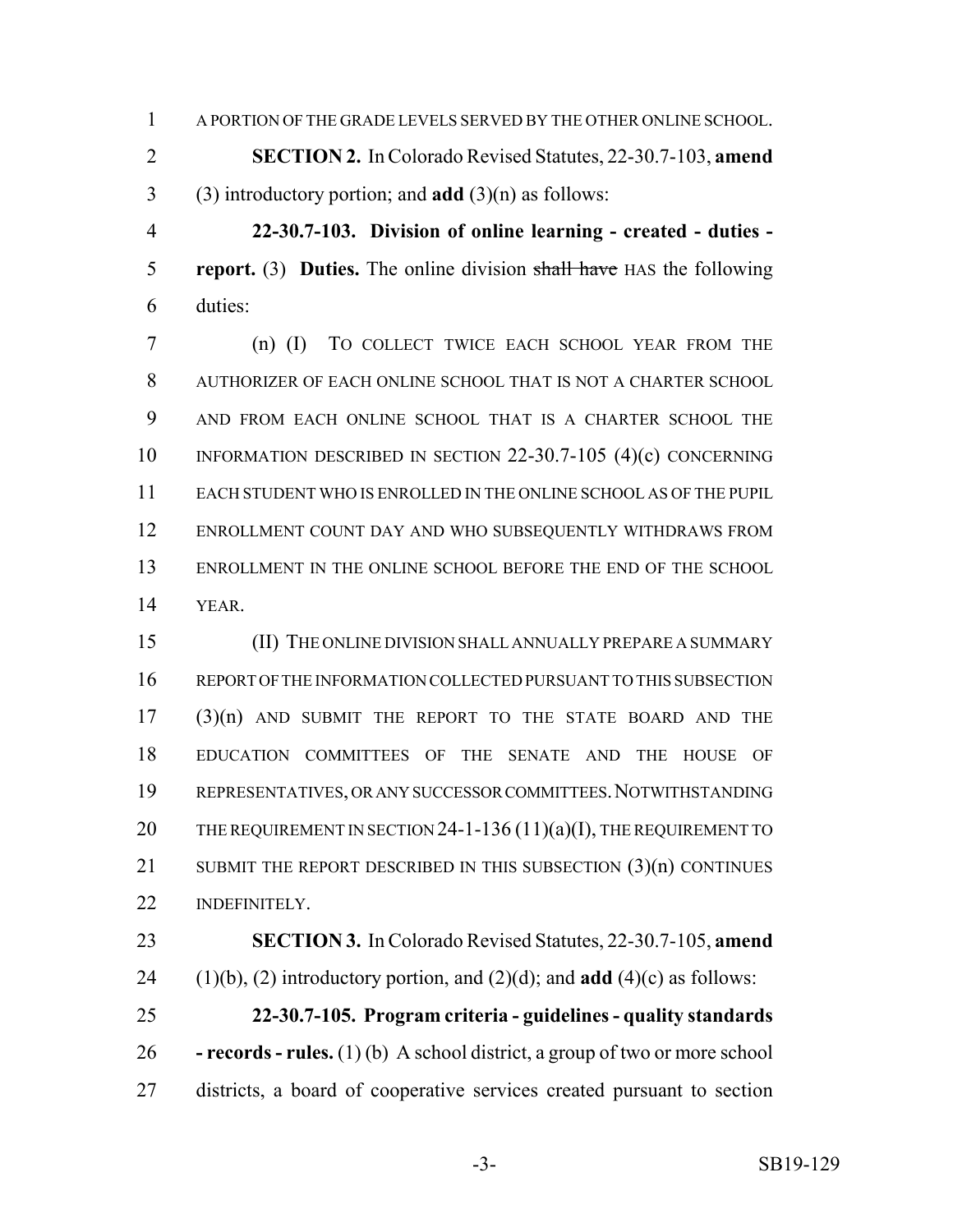A PORTION OF THE GRADE LEVELS SERVED BY THE OTHER ONLINE SCHOOL.

**SECTION 2.** In Colorado Revised Statutes, 22-30.7-103, **amend** (3) introductory portion; and **add** (3)(n) as follows:

**22-30.7-103. Division of online learning - created - duties - report.** (3) **Duties.** The online division ~~shall have~~ HAS the following duties:

(n) (I) TO COLLECT TWICE EACH SCHOOL YEAR FROM THE AUTHORIZER OF EACH ONLINE SCHOOL THAT IS NOT A CHARTER SCHOOL AND FROM EACH ONLINE SCHOOL THAT IS A CHARTER SCHOOL THE INFORMATION DESCRIBED IN SECTION 22-30.7-105 (4)(c) CONCERNING EACH STUDENT WHO IS ENROLLED IN THE ONLINE SCHOOL AS OF THE PUPIL ENROLLMENT COUNT DAY AND WHO SUBSEQUENTLY WITHDRAWS FROM ENROLLMENT IN THE ONLINE SCHOOL BEFORE THE END OF THE SCHOOL YEAR.

(II) THE ONLINE DIVISION SHALL ANNUALLY PREPARE A SUMMARY REPORT OF THE INFORMATION COLLECTED PURSUANT TO THIS SUBSECTION (3)(n) AND SUBMIT THE REPORT TO THE STATE BOARD AND THE EDUCATION COMMITTEES OF THE SENATE AND THE HOUSE OF REPRESENTATIVES, OR ANY SUCCESSOR COMMITTEES. NOTWITHSTANDING THE REQUIREMENT IN SECTION 24-1-136 (11)(a)(I), THE REQUIREMENT TO SUBMIT THE REPORT DESCRIBED IN THIS SUBSECTION (3)(n) CONTINUES INDEFINITELY.

**SECTION 3.** In Colorado Revised Statutes, 22-30.7-105, **amend** (1)(b), (2) introductory portion, and (2)(d); and **add** (4)(c) as follows:

**22-30.7-105. Program criteria - guidelines - quality standards - records - rules.** (1) (b) A school district, a group of two or more school districts, a board of cooperative services created pursuant to section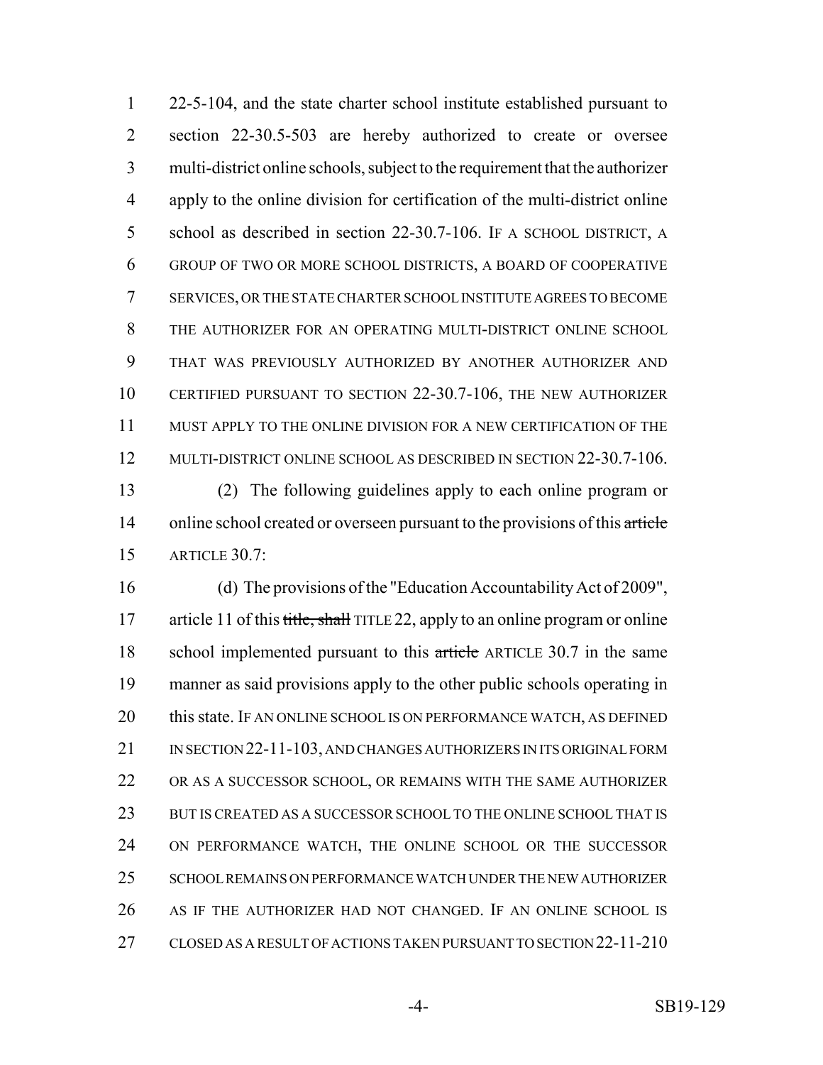22-5-104, and the state charter school institute established pursuant to section 22-30.5-503 are hereby authorized to create or oversee multi-district online schools, subject to the requirement that the authorizer apply to the online division for certification of the multi-district online school as described in section 22-30.7-106. IF A SCHOOL DISTRICT, A GROUP OF TWO OR MORE SCHOOL DISTRICTS, A BOARD OF COOPERATIVE SERVICES, OR THE STATE CHARTER SCHOOL INSTITUTE AGREES TO BECOME THE AUTHORIZER FOR AN OPERATING MULTI-DISTRICT ONLINE SCHOOL THAT WAS PREVIOUSLY AUTHORIZED BY ANOTHER AUTHORIZER AND CERTIFIED PURSUANT TO SECTION 22-30.7-106, THE NEW AUTHORIZER MUST APPLY TO THE ONLINE DIVISION FOR A NEW CERTIFICATION OF THE MULTI-DISTRICT ONLINE SCHOOL AS DESCRIBED IN SECTION 22-30.7-106.

(2) The following guidelines apply to each online program or online school created or overseen pursuant to the provisions of this ~~article~~ ARTICLE 30.7:

(d) The provisions of the "Education Accountability Act of 2009", article 11 of this ~~title, shall~~ TITLE 22, apply to an online program or online school implemented pursuant to this ~~article~~ ARTICLE 30.7 in the same manner as said provisions apply to the other public schools operating in this state. IF AN ONLINE SCHOOL IS ON PERFORMANCE WATCH, AS DEFINED IN SECTION 22-11-103, AND CHANGES AUTHORIZERS IN ITS ORIGINAL FORM OR AS A SUCCESSOR SCHOOL, OR REMAINS WITH THE SAME AUTHORIZER BUT IS CREATED AS A SUCCESSOR SCHOOL TO THE ONLINE SCHOOL THAT IS ON PERFORMANCE WATCH, THE ONLINE SCHOOL OR THE SUCCESSOR SCHOOL REMAINS ON PERFORMANCE WATCH UNDER THE NEW AUTHORIZER AS IF THE AUTHORIZER HAD NOT CHANGED. IF AN ONLINE SCHOOL IS CLOSED AS A RESULT OF ACTIONS TAKEN PURSUANT TO SECTION 22-11-210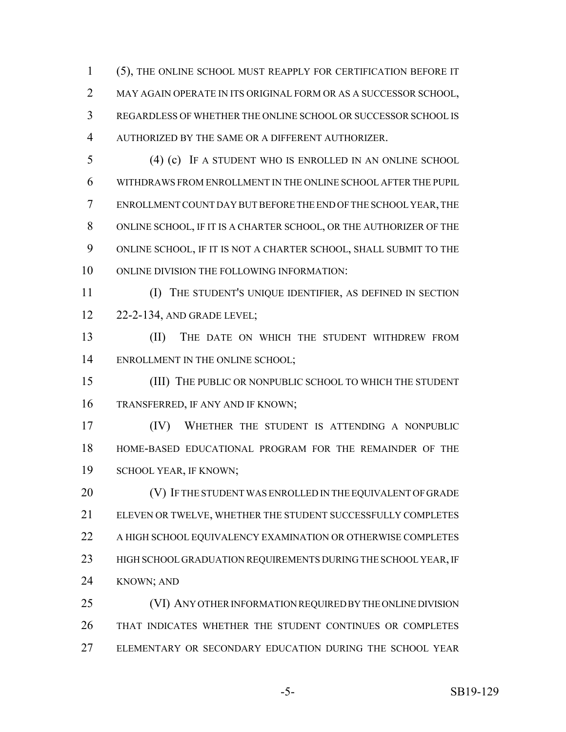(5), THE ONLINE SCHOOL MUST REAPPLY FOR CERTIFICATION BEFORE IT MAY AGAIN OPERATE IN ITS ORIGINAL FORM OR AS A SUCCESSOR SCHOOL, REGARDLESS OF WHETHER THE ONLINE SCHOOL OR SUCCESSOR SCHOOL IS AUTHORIZED BY THE SAME OR A DIFFERENT AUTHORIZER.

(4) (c) IF A STUDENT WHO IS ENROLLED IN AN ONLINE SCHOOL WITHDRAWS FROM ENROLLMENT IN THE ONLINE SCHOOL AFTER THE PUPIL ENROLLMENT COUNT DAY BUT BEFORE THE END OF THE SCHOOL YEAR, THE ONLINE SCHOOL, IF IT IS A CHARTER SCHOOL, OR THE AUTHORIZER OF THE ONLINE SCHOOL, IF IT IS NOT A CHARTER SCHOOL, SHALL SUBMIT TO THE ONLINE DIVISION THE FOLLOWING INFORMATION:

(I) THE STUDENT'S UNIQUE IDENTIFIER, AS DEFINED IN SECTION 22-2-134, AND GRADE LEVEL;

(II) THE DATE ON WHICH THE STUDENT WITHDREW FROM ENROLLMENT IN THE ONLINE SCHOOL;

(III) THE PUBLIC OR NONPUBLIC SCHOOL TO WHICH THE STUDENT TRANSFERRED, IF ANY AND IF KNOWN;

(IV) WHETHER THE STUDENT IS ATTENDING A NONPUBLIC HOME-BASED EDUCATIONAL PROGRAM FOR THE REMAINDER OF THE SCHOOL YEAR, IF KNOWN;

(V) IF THE STUDENT WAS ENROLLED IN THE EQUIVALENT OF GRADE ELEVEN OR TWELVE, WHETHER THE STUDENT SUCCESSFULLY COMPLETES A HIGH SCHOOL EQUIVALENCY EXAMINATION OR OTHERWISE COMPLETES HIGH SCHOOL GRADUATION REQUIREMENTS DURING THE SCHOOL YEAR, IF KNOWN; AND

(VI) ANY OTHER INFORMATION REQUIRED BY THE ONLINE DIVISION THAT INDICATES WHETHER THE STUDENT CONTINUES OR COMPLETES ELEMENTARY OR SECONDARY EDUCATION DURING THE SCHOOL YEAR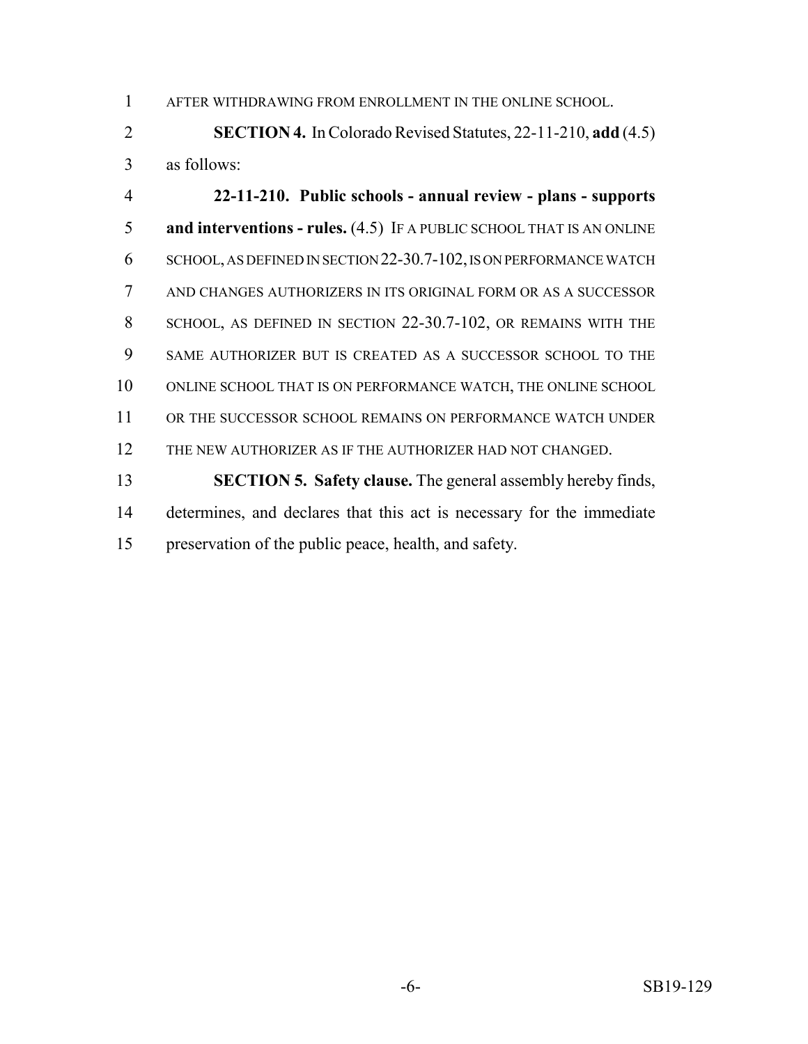AFTER WITHDRAWING FROM ENROLLMENT IN THE ONLINE SCHOOL.

**SECTION 4.** In Colorado Revised Statutes, 22-11-210, **add** (4.5) as follows:

**22-11-210. Public schools - annual review - plans - supports and interventions - rules.** (4.5) IF A PUBLIC SCHOOL THAT IS AN ONLINE SCHOOL, AS DEFINED IN SECTION 22-30.7-102, IS ON PERFORMANCE WATCH AND CHANGES AUTHORIZERS IN ITS ORIGINAL FORM OR AS A SUCCESSOR SCHOOL, AS DEFINED IN SECTION 22-30.7-102, OR REMAINS WITH THE SAME AUTHORIZER BUT IS CREATED AS A SUCCESSOR SCHOOL TO THE ONLINE SCHOOL THAT IS ON PERFORMANCE WATCH, THE ONLINE SCHOOL OR THE SUCCESSOR SCHOOL REMAINS ON PERFORMANCE WATCH UNDER THE NEW AUTHORIZER AS IF THE AUTHORIZER HAD NOT CHANGED.

**SECTION 5. Safety clause.** The general assembly hereby finds, determines, and declares that this act is necessary for the immediate preservation of the public peace, health, and safety.